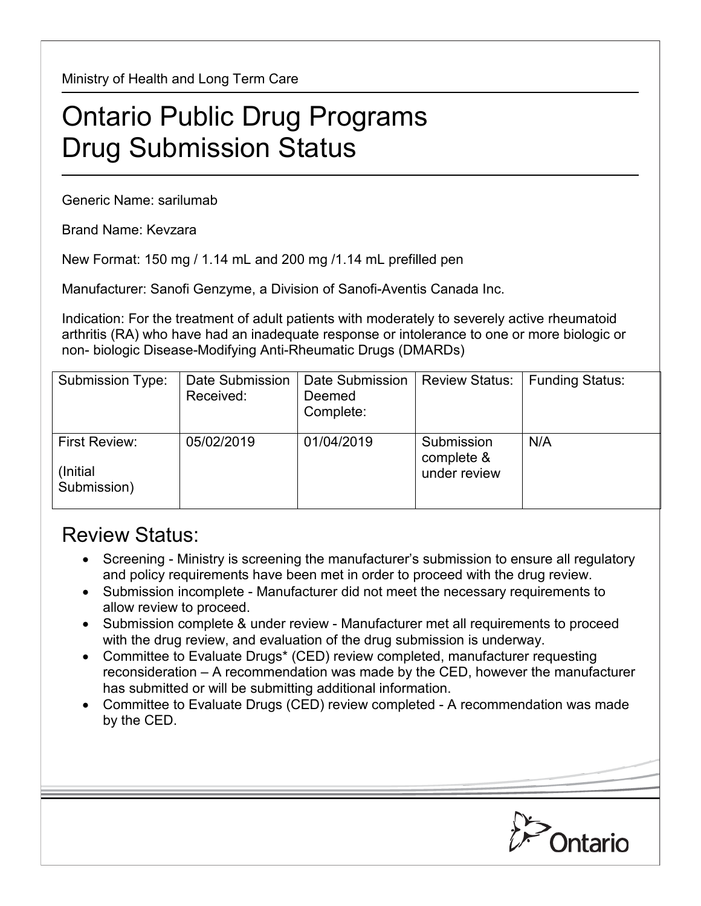Ministry of Health and Long Term Care

# Ontario Public Drug Programs Drug Submission Status

Generic Name: sarilumab

Brand Name: Kevzara

New Format: 150 mg / 1.14 mL and 200 mg /1.14 mL prefilled pen

Manufacturer: Sanofi Genzyme, a Division of Sanofi-Aventis Canada Inc.

Indication: For the treatment of adult patients with moderately to severely active rheumatoid arthritis (RA) who have had an inadequate response or intolerance to one or more biologic or non- biologic Disease-Modifying Anti-Rheumatic Drugs (DMARDs)

| Submission Type: | Date Submission Received: | Date Submission Deemed Complete: | Review Status: | Funding Status: |
|---|---|---|---|---|
| First Review: (Initial Submission) | 05/02/2019 | 01/04/2019 | Submission complete & under review | N/A |

## Review Status:

- Screening - Ministry is screening the manufacturer's submission to ensure all regulatory and policy requirements have been met in order to proceed with the drug review.
- Submission incomplete - Manufacturer did not meet the necessary requirements to allow review to proceed.
- Submission complete & under review - Manufacturer met all requirements to proceed with the drug review, and evaluation of the drug submission is underway.
- Committee to Evaluate Drugs* (CED) review completed, manufacturer requesting reconsideration – A recommendation was made by the CED, however the manufacturer has submitted or will be submitting additional information.
- Committee to Evaluate Drugs (CED) review completed - A recommendation was made by the CED.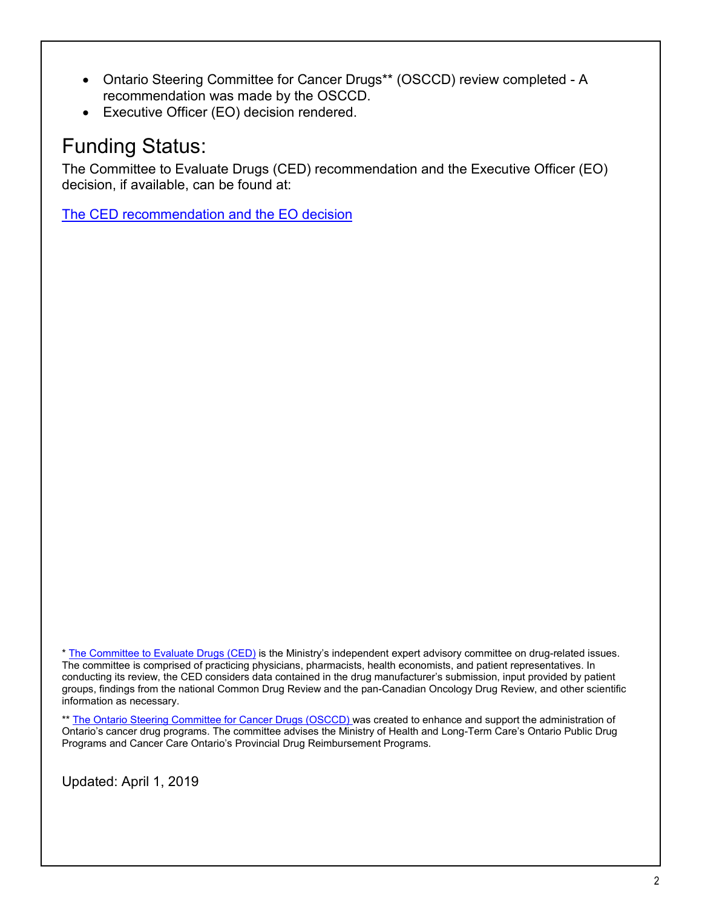- Ontario Steering Committee for Cancer Drugs** (OSCCD) review completed - A recommendation was made by the OSCCD.
- Executive Officer (EO) decision rendered.

# Funding Status:

The Committee to Evaluate Drugs (CED) recommendation and the Executive Officer (EO) decision, if available, can be found at:

The CED recommendation and the EO decision

* The Committee to Evaluate Drugs (CED) is the Ministry's independent expert advisory committee on drug-related issues. The committee is comprised of practicing physicians, pharmacists, health economists, and patient representatives. In conducting its review, the CED considers data contained in the drug manufacturer's submission, input provided by patient groups, findings from the national Common Drug Review and the pan-Canadian Oncology Drug Review, and other scientific information as necessary.

** The Ontario Steering Committee for Cancer Drugs (OSCCD) was created to enhance and support the administration of Ontario's cancer drug programs. The committee advises the Ministry of Health and Long-Term Care's Ontario Public Drug Programs and Cancer Care Ontario's Provincial Drug Reimbursement Programs.

Updated: April 1, 2019